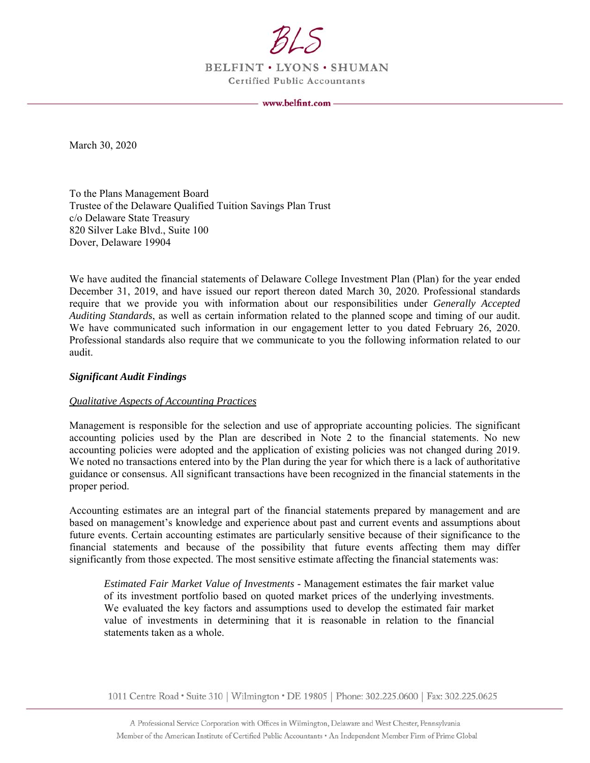BLS

BELFINT • LYONS • SHUMAN

Certified Public Accountants

www.belfint.com

March 30, 2020

To the Plans Management Board
Trustee of the Delaware Qualified Tuition Savings Plan Trust
c/o Delaware State Treasury
820 Silver Lake Blvd., Suite 100
Dover, Delaware 19904

We have audited the financial statements of Delaware College Investment Plan (Plan) for the year ended December 31, 2019, and have issued our report thereon dated March 30, 2020. Professional standards require that we provide you with information about our responsibilities under *Generally Accepted Auditing Standards*, as well as certain information related to the planned scope and timing of our audit. We have communicated such information in our engagement letter to you dated February 26, 2020. Professional standards also require that we communicate to you the following information related to our audit.

***Significant Audit Findings***

*Qualitative Aspects of Accounting Practices*

Management is responsible for the selection and use of appropriate accounting policies. The significant accounting policies used by the Plan are described in Note 2 to the financial statements. No new accounting policies were adopted and the application of existing policies was not changed during 2019. We noted no transactions entered into by the Plan during the year for which there is a lack of authoritative guidance or consensus. All significant transactions have been recognized in the financial statements in the proper period.

Accounting estimates are an integral part of the financial statements prepared by management and are based on management's knowledge and experience about past and current events and assumptions about future events. Certain accounting estimates are particularly sensitive because of their significance to the financial statements and because of the possibility that future events affecting them may differ significantly from those expected. The most sensitive estimate affecting the financial statements was:

> *Estimated Fair Market Value of Investments* - Management estimates the fair market value of its investment portfolio based on quoted market prices of the underlying investments. We evaluated the key factors and assumptions used to develop the estimated fair market value of investments in determining that it is reasonable in relation to the financial statements taken as a whole.

1011 Centre Road • Suite 310 | Wilmington • DE 19805 | Phone: 302.225.0600 | Fax: 302.225.0625

A Professional Service Corporation with Offices in Wilmington, Delaware and West Chester, Pennsylvania
Member of the American Institute of Certified Public Accountants • An Independent Member Firm of Prime Global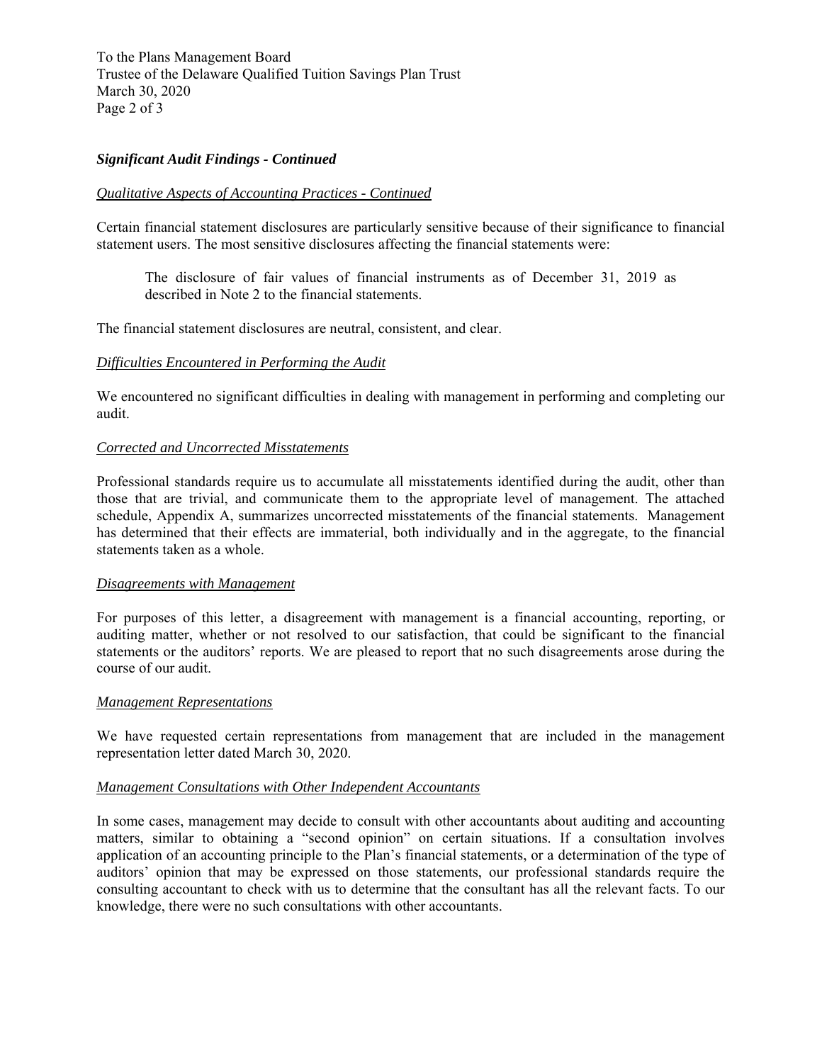To the Plans Management Board
Trustee of the Delaware Qualified Tuition Savings Plan Trust
March 30, 2020

***Significant Audit Findings - Continued***

*Qualitative Aspects of Accounting Practices - Continued*

Certain financial statement disclosures are particularly sensitive because of their significance to financial statement users. The most sensitive disclosures affecting the financial statements were:

> The disclosure of fair values of financial instruments as of December 31, 2019 as described in Note 2 to the financial statements.

The financial statement disclosures are neutral, consistent, and clear.

*Difficulties Encountered in Performing the Audit*

We encountered no significant difficulties in dealing with management in performing and completing our audit.

*Corrected and Uncorrected Misstatements*

Professional standards require us to accumulate all misstatements identified during the audit, other than those that are trivial, and communicate them to the appropriate level of management. The attached schedule, Appendix A, summarizes uncorrected misstatements of the financial statements. Management has determined that their effects are immaterial, both individually and in the aggregate, to the financial statements taken as a whole.

*Disagreements with Management*

For purposes of this letter, a disagreement with management is a financial accounting, reporting, or auditing matter, whether or not resolved to our satisfaction, that could be significant to the financial statements or the auditors' reports. We are pleased to report that no such disagreements arose during the course of our audit.

*Management Representations*

We have requested certain representations from management that are included in the management representation letter dated March 30, 2020.

*Management Consultations with Other Independent Accountants*

In some cases, management may decide to consult with other accountants about auditing and accounting matters, similar to obtaining a "second opinion" on certain situations. If a consultation involves application of an accounting principle to the Plan's financial statements, or a determination of the type of auditors' opinion that may be expressed on those statements, our professional standards require the consulting accountant to check with us to determine that the consultant has all the relevant facts. To our knowledge, there were no such consultations with other accountants.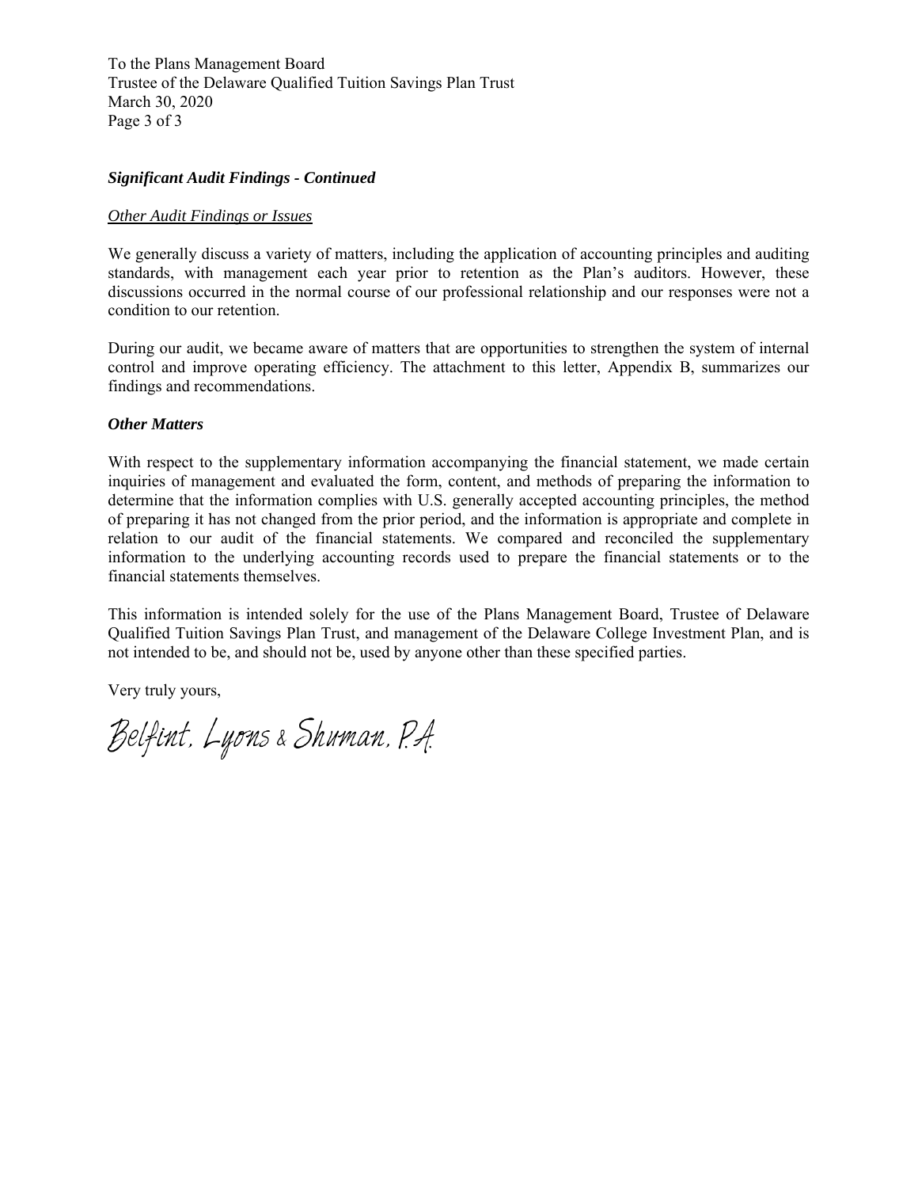To the Plans Management Board
Trustee of the Delaware Qualified Tuition Savings Plan Trust
March 30, 2020
Page 3 of 3

***Significant Audit Findings - Continued***

*Other Audit Findings or Issues*

We generally discuss a variety of matters, including the application of accounting principles and auditing standards, with management each year prior to retention as the Plan's auditors. However, these discussions occurred in the normal course of our professional relationship and our responses were not a condition to our retention.

During our audit, we became aware of matters that are opportunities to strengthen the system of internal control and improve operating efficiency. The attachment to this letter, Appendix B, summarizes our findings and recommendations.

***Other Matters***

With respect to the supplementary information accompanying the financial statement, we made certain inquiries of management and evaluated the form, content, and methods of preparing the information to determine that the information complies with U.S. generally accepted accounting principles, the method of preparing it has not changed from the prior period, and the information is appropriate and complete in relation to our audit of the financial statements. We compared and reconciled the supplementary information to the underlying accounting records used to prepare the financial statements or to the financial statements themselves.

This information is intended solely for the use of the Plans Management Board, Trustee of Delaware Qualified Tuition Savings Plan Trust, and management of the Delaware College Investment Plan, and is not intended to be, and should not be, used by anyone other than these specified parties.

Very truly yours,

Belfint, Lyons & Shuman, P.A.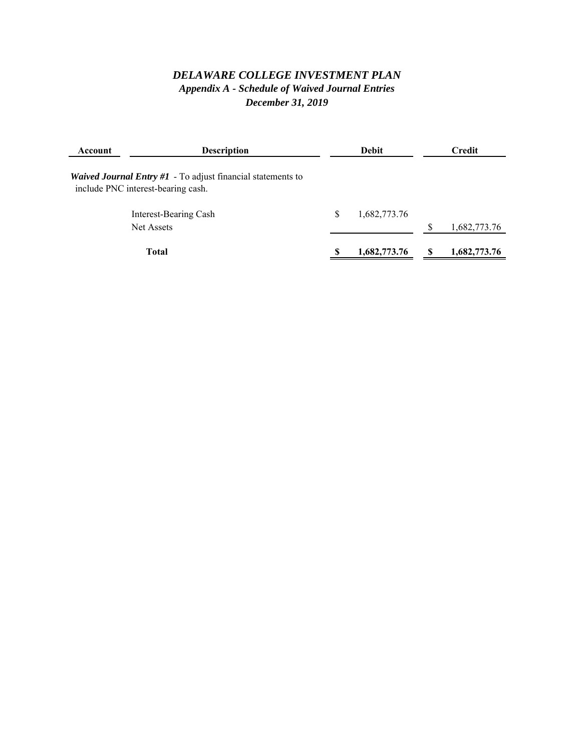# *DELAWARE COLLEGE INVESTMENT PLAN*

## *Appendix A - Schedule of Waived Journal Entries*

### *December 31, 2019*

| Account | Description | Debit | Credit |
|---|---|---|---|
| ***Waived Journal Entry #1*** - To adjust financial statements to include PNC interest-bearing cash. | | | |
| | Interest-Bearing Cash | $ 1,682,773.76 | |
| | Net Assets | | $ 1,682,773.76 |
| | **Total** | **$ 1,682,773.76** | **$ 1,682,773.76** |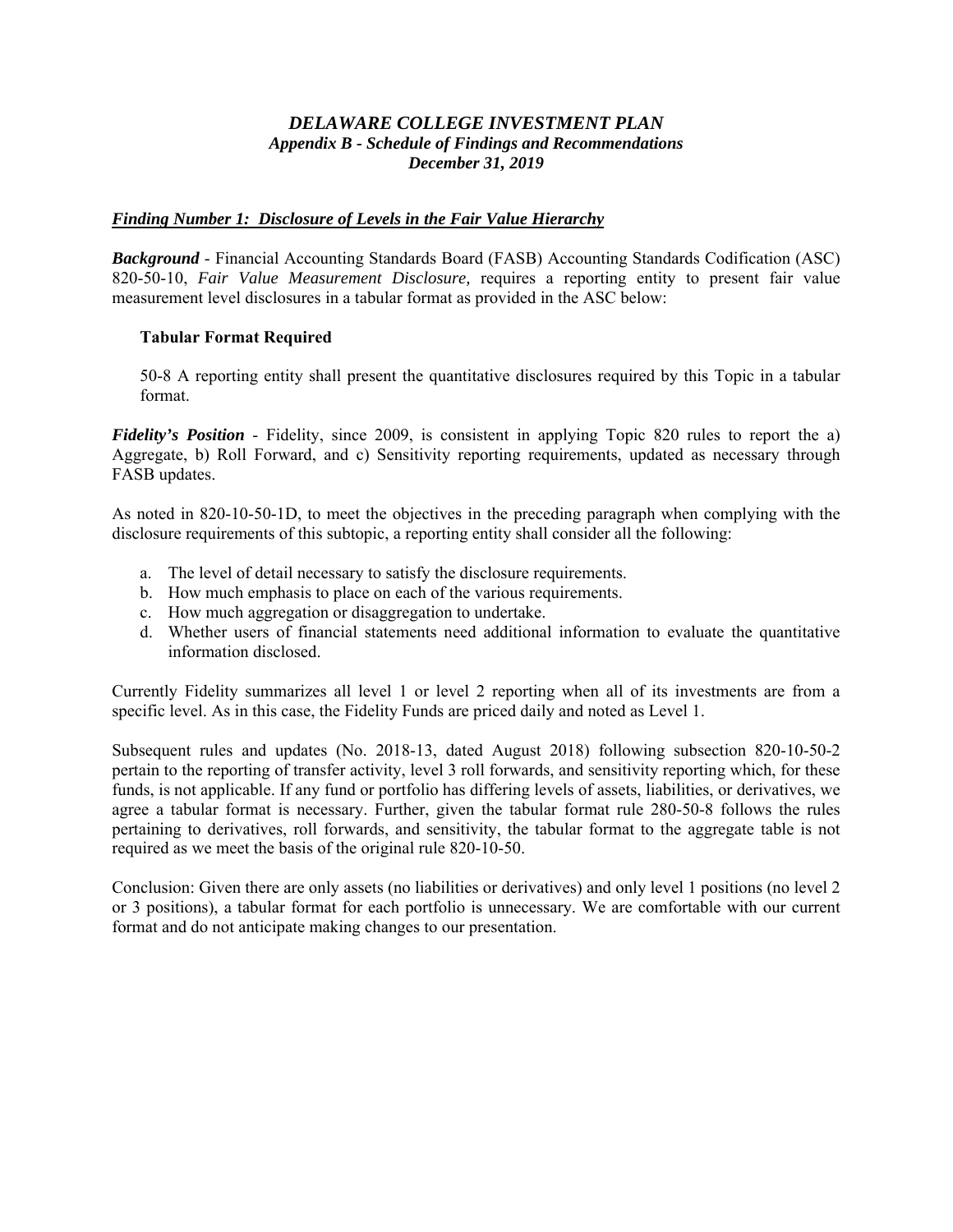### *DELAWARE COLLEGE INVESTMENT PLAN*
### *Appendix B - Schedule of Findings and Recommendations*
### *December 31, 2019*

***Finding Number 1: Disclosure of Levels in the Fair Value Hierarchy***

***Background*** - Financial Accounting Standards Board (FASB) Accounting Standards Codification (ASC) 820-50-10, *Fair Value Measurement Disclosure,* requires a reporting entity to present fair value measurement level disclosures in a tabular format as provided in the ASC below:

> **Tabular Format Required**
>
> 50-8 A reporting entity shall present the quantitative disclosures required by this Topic in a tabular format.

***Fidelity's Position*** - Fidelity, since 2009, is consistent in applying Topic 820 rules to report the a) Aggregate, b) Roll Forward, and c) Sensitivity reporting requirements, updated as necessary through FASB updates.

As noted in 820-10-50-1D, to meet the objectives in the preceding paragraph when complying with the disclosure requirements of this subtopic, a reporting entity shall consider all the following:

a. The level of detail necessary to satisfy the disclosure requirements.
b. How much emphasis to place on each of the various requirements.
c. How much aggregation or disaggregation to undertake.
d. Whether users of financial statements need additional information to evaluate the quantitative information disclosed.

Currently Fidelity summarizes all level 1 or level 2 reporting when all of its investments are from a specific level. As in this case, the Fidelity Funds are priced daily and noted as Level 1.

Subsequent rules and updates (No. 2018-13, dated August 2018) following subsection 820-10-50-2 pertain to the reporting of transfer activity, level 3 roll forwards, and sensitivity reporting which, for these funds, is not applicable. If any fund or portfolio has differing levels of assets, liabilities, or derivatives, we agree a tabular format is necessary. Further, given the tabular format rule 280-50-8 follows the rules pertaining to derivatives, roll forwards, and sensitivity, the tabular format to the aggregate table is not required as we meet the basis of the original rule 820-10-50.

Conclusion: Given there are only assets (no liabilities or derivatives) and only level 1 positions (no level 2 or 3 positions), a tabular format for each portfolio is unnecessary. We are comfortable with our current format and do not anticipate making changes to our presentation.